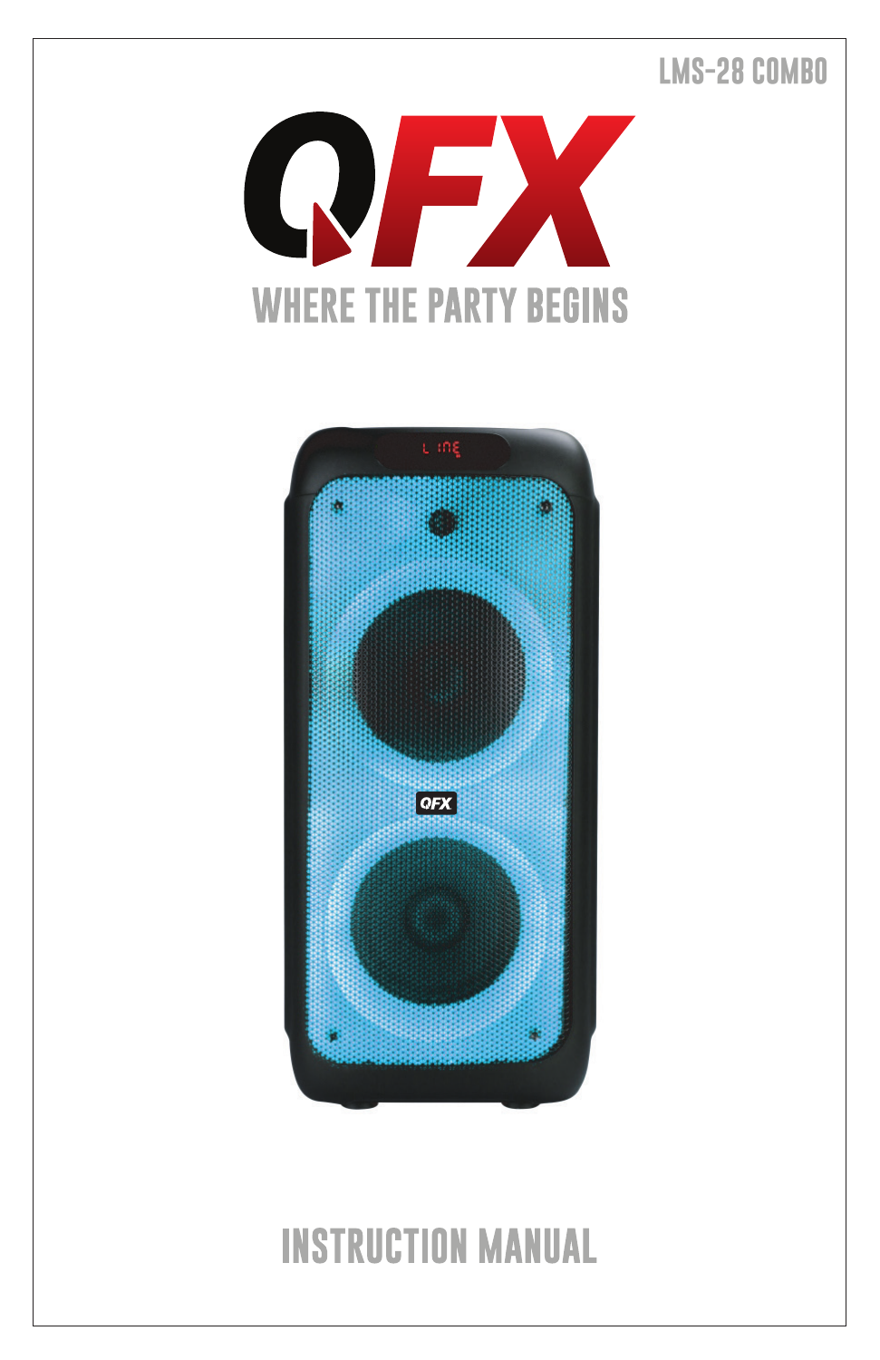LMS-28 COMBO

# QFX

WHERE THE PARTY BEGINS

# INSTRUCTION MANUAL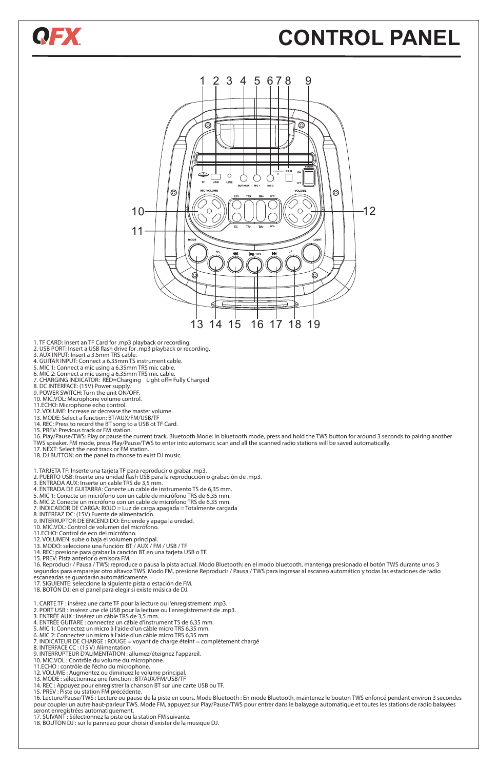# QFX

# CONTROL PANEL

1. TF CARD: Insert an TF Card for .mp3 playback or recording.
2. USB PORT: Insert a USB flash drive for .mp3 playback or recording.
3. AUX INPUT: Insert a 3.5mm TRS cable.
4. GUITAR INPUT: Connect a 6.35mm TS instrument cable.
5. MIC 1: Connect a mic using a 6.35mm TRS mic cable.
6. MIC 2: Connect a mic using a 6.35mm TRS mic cable.
7. CHARGING INDICATOR: RED=Charging Light off= Fully Charged
8. DC INTERFACE: (15V) Power supply.
9. POWER SWITCH: Turn the unit ON/OFF.
10. MIC.VOL: Microphone volume control.
11. ECHO: Microphone echo control.
12. VOLUME: Increase or decrease the master volume.
13. MODE: Select a function: BT/AUX/FM/USB/TF
14. REC: Press to record the BT song to a USB ot TF Card.
15. PREV: Previous track or FM station.
16. Play/Pause/TWS: Play or pause the current track. Bluetooth Mode: In bluetooth mode, press and hold the TWS button for around 3 seconds to pairing another TWS speaker. FM mode, press Play/Pause/TWS to enter into automatic scan and all the scanned radio stations will be saved automatically.
17. NEXT: Select the next track or FM station.
18. DJ BUTTON: on the panel to choose to exist DJ music.

1. TARJETA TF: Inserte una tarjeta TF para reproducir o grabar .mp3.
2. PUERTO USB: Inserte una unidad flash USB para la reproducción o grabación de .mp3.
3. ENTRADA AUX: Inserte un cable TRS de 3,5 mm.
4. ENTRADA DE GUITARRA: Conecte un cable de instrumento TS de 6,35 mm.
5. MIC 1: Conecte un micrófono con un cable de micrófono TRS de 6,35 mm.
6. MIC 2: Conecte un micrófono con un cable de micrófono TRS de 6,35 mm.
7. INDICADOR DE CARGA: ROJO = Luz de carga apagada = Totalmente cargada
8. INTERFAZ DC: (15V) Fuente de alimentación.
9. INTERRUPTOR DE ENCENDIDO: Enciende y apaga la unidad.
10. MIC.VOL: Control de volumen del micrófono.
11. ECHO: Control de eco del micrófono.
12. VOLUMEN: sube o baja el volumen principal.
13. MODO: seleccione una función: BT / AUX / FM / USB / TF
14. REC: presione para grabar la canción BT en una tarjeta USB o TF.
15. PREV: Pista anterior o emisora FM.
16. Reproducir / Pausa / TWS: reproduce o pausa la pista actual. Modo Bluetooth: en el modo bluetooth, mantenga presionado el botón TWS durante unos 3 segundos para emparejar otro altavoz TWS. Modo FM, presione Reproducir / Pausa / TWS para ingresar al escaneo automático y todas las estaciones de radio escaneadas se guardarán automáticamente.
17. SIGUIENTE: seleccione la siguiente pista o estación de FM.
18. BOTÓN DJ: en el panel para elegir si existe música de DJ.

1. CARTE TF : insérez une carte TF pour la lecture ou l'enregistrement .mp3.
2. PORT USB : Insérez une clé USB pour la lecture ou l'enregistrement de .mp3.
3. ENTRÉE AUX : Insérez un câble TRS de 3,5 mm.
4. ENTRÉE GUITARE : connectez un câble d'instrument TS de 6,35 mm.
5. MIC 1: Connectez un micro à l'aide d'un câble micro TRS 6,35 mm.
6. MIC 2: Connectez un micro à l'aide d'un câble micro TRS 6,35 mm.
7. INDICATEUR DE CHARGE : ROUGE = voyant de charge éteint = complètement chargé
8. INTERFACE CC : (15 V) Alimentation.
9. INTERRUPTEUR D'ALIMENTATION : allumez/éteignez l'appareil.
10. MIC.VOL : Contrôle du volume du microphone.
11. ECHO : contrôle de l'écho du microphone.
12. VOLUME : Augmentez ou diminuez le volume principal.
13. MODE : sélectionnez une fonction : BT/AUX/FM/USB/TF
14. REC : Appuyez pour enregistrer la chanson BT sur une carte USB ou TF.
15. PREV : Piste ou station FM précédente.
16. Lecture/Pause/TWS : Lecture ou pause de la piste en cours. Mode Bluetooth : En mode Bluetooth, maintenez le bouton TWS enfoncé pendant environ 3 secondes pour coupler un autre haut-parleur TWS. Mode FM, appuyez sur Play/Pause/TWS pour entrer dans le balayage automatique et toutes les stations de radio balayées seront enregistrées automatiquement.
17. SUIVANT : Sélectionnez la piste ou la station FM suivante.
18. BOUTON DJ : sur le panneau pour choisir d'exister de la musique DJ.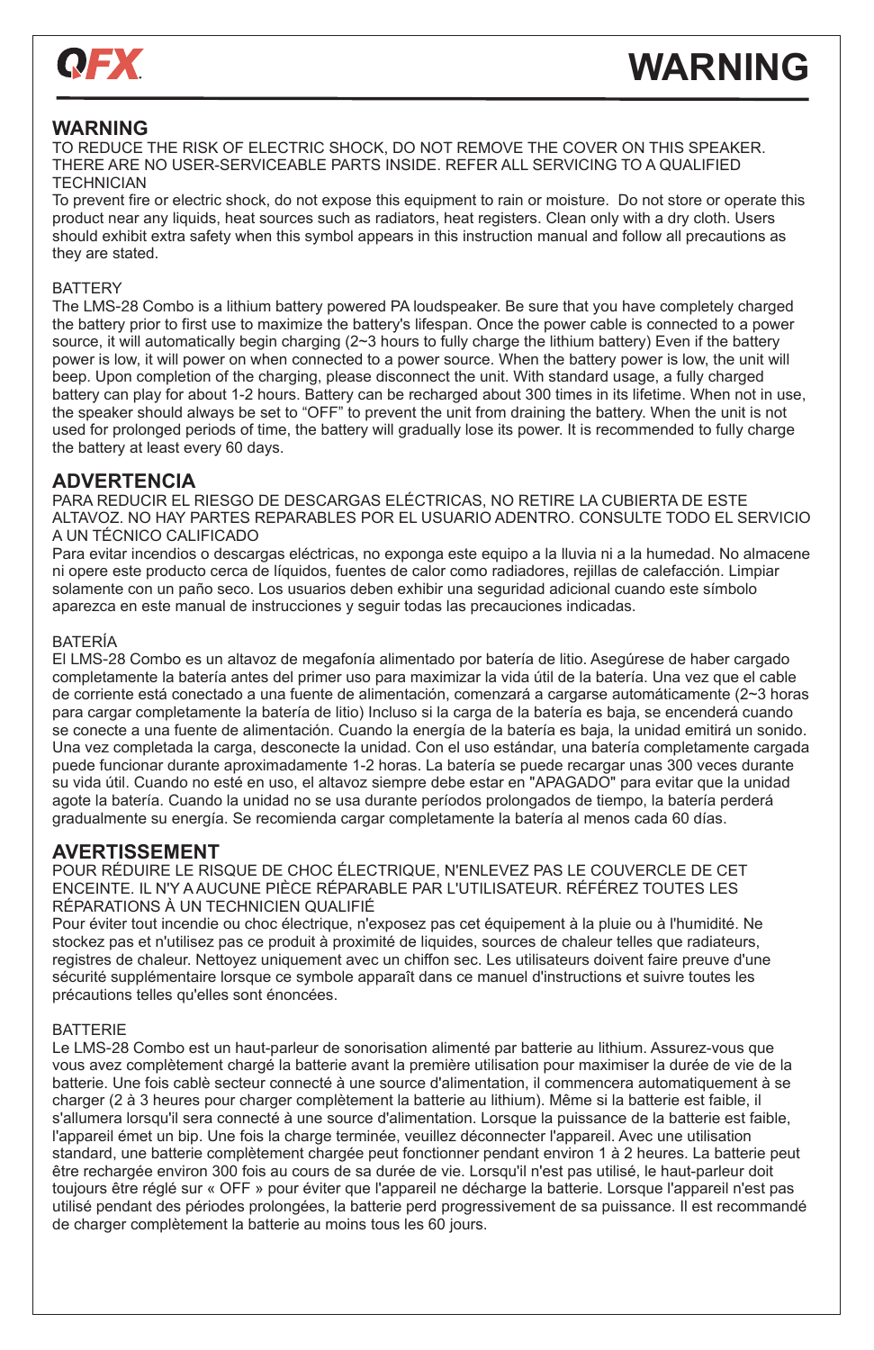QFX

# WARNING

## WARNING

TO REDUCE THE RISK OF ELECTRIC SHOCK, DO NOT REMOVE THE COVER ON THIS SPEAKER. THERE ARE NO USER-SERVICEABLE PARTS INSIDE. REFER ALL SERVICING TO A QUALIFIED TECHNICIAN

To prevent fire or electric shock, do not expose this equipment to rain or moisture. Do not store or operate this product near any liquids, heat sources such as radiators, heat registers. Clean only with a dry cloth. Users should exhibit extra safety when this symbol appears in this instruction manual and follow all precautions as they are stated.

BATTERY

The LMS-28 Combo is a lithium battery powered PA loudspeaker. Be sure that you have completely charged the battery prior to first use to maximize the battery's lifespan. Once the power cable is connected to a power source, it will automatically begin charging (2~3 hours to fully charge the lithium battery) Even if the battery power is low, it will power on when connected to a power source. When the battery power is low, the unit will beep. Upon completion of the charging, please disconnect the unit. With standard usage, a fully charged battery can play for about 1-2 hours. Battery can be recharged about 300 times in its lifetime. When not in use, the speaker should always be set to "OFF" to prevent the unit from draining the battery. When the unit is not used for prolonged periods of time, the battery will gradually lose its power. It is recommended to fully charge the battery at least every 60 days.

## ADVERTENCIA

PARA REDUCIR EL RIESGO DE DESCARGAS ELÉCTRICAS, NO RETIRE LA CUBIERTA DE ESTE ALTAVOZ. NO HAY PARTES REPARABLES POR EL USUARIO ADENTRO. CONSULTE TODO EL SERVICIO A UN TÉCNICO CALIFICADO

Para evitar incendios o descargas eléctricas, no exponga este equipo a la lluvia ni a la humedad. No almacene ni opere este producto cerca de líquidos, fuentes de calor como radiadores, rejillas de calefacción. Limpiar solamente con un paño seco. Los usuarios deben exhibir una seguridad adicional cuando este símbolo aparezca en este manual de instrucciones y seguir todas las precauciones indicadas.

BATERÍA

El LMS-28 Combo es un altavoz de megafonía alimentado por batería de litio. Asegúrese de haber cargado completamente la batería antes del primer uso para maximizar la vida útil de la batería. Una vez que el cable de corriente está conectado a una fuente de alimentación, comenzará a cargarse automáticamente (2~3 horas para cargar completamente la batería de litio) Incluso si la carga de la batería es baja, se encenderá cuando se conecte a una fuente de alimentación. Cuando la energía de la batería es baja, la unidad emitirá un sonido. Una vez completada la carga, desconecte la unidad. Con el uso estándar, una batería completamente cargada puede funcionar durante aproximadamente 1-2 horas. La batería se puede recargar unas 300 veces durante su vida útil. Cuando no esté en uso, el altavoz siempre debe estar en "APAGADO" para evitar que la unidad agote la batería. Cuando la unidad no se usa durante períodos prolongados de tiempo, la batería perderá gradualmente su energía. Se recomienda cargar completamente la batería al menos cada 60 días.

## AVERTISSEMENT

POUR RÉDUIRE LE RISQUE DE CHOC ÉLECTRIQUE, N'ENLEVEZ PAS LE COUVERCLE DE CET ENCEINTE. IL N'Y A AUCUNE PIÈCE RÉPARABLE PAR L'UTILISATEUR. RÉFÉREZ TOUTES LES RÉPARATIONS À UN TECHNICIEN QUALIFIÉ

Pour éviter tout incendie ou choc électrique, n'exposez pas cet équipement à la pluie ou à l'humidité. Ne stockez pas et n'utilisez pas ce produit à proximité de liquides, sources de chaleur telles que radiateurs, registres de chaleur. Nettoyez uniquement avec un chiffon sec. Les utilisateurs doivent faire preuve d'une sécurité supplémentaire lorsque ce symbole apparaît dans ce manuel d'instructions et suivre toutes les précautions telles qu'elles sont énoncées.

BATTERIE

Le LMS-28 Combo est un haut-parleur de sonorisation alimenté par batterie au lithium. Assurez-vous que vous avez complètement chargé la batterie avant la première utilisation pour maximiser la durée de vie de la batterie. Une fois cablè secteur connecté à une source d'alimentation, il commencera automatiquement à se charger (2 à 3 heures pour charger complètement la batterie au lithium). Même si la batterie est faible, il s'allumera lorsqu'il sera connecté à une source d'alimentation. Lorsque la puissance de la batterie est faible, l'appareil émet un bip. Une fois la charge terminée, veuillez déconnecter l'appareil. Avec une utilisation standard, une batterie complètement chargée peut fonctionner pendant environ 1 à 2 heures. La batterie peut être rechargée environ 300 fois au cours de sa durée de vie. Lorsqu'il n'est pas utilisé, le haut-parleur doit toujours être réglé sur « OFF » pour éviter que l'appareil ne décharge la batterie. Lorsque l'appareil n'est pas utilisé pendant des périodes prolongées, la batterie perd progressivement de sa puissance. Il est recommandé de charger complètement la batterie au moins tous les 60 jours.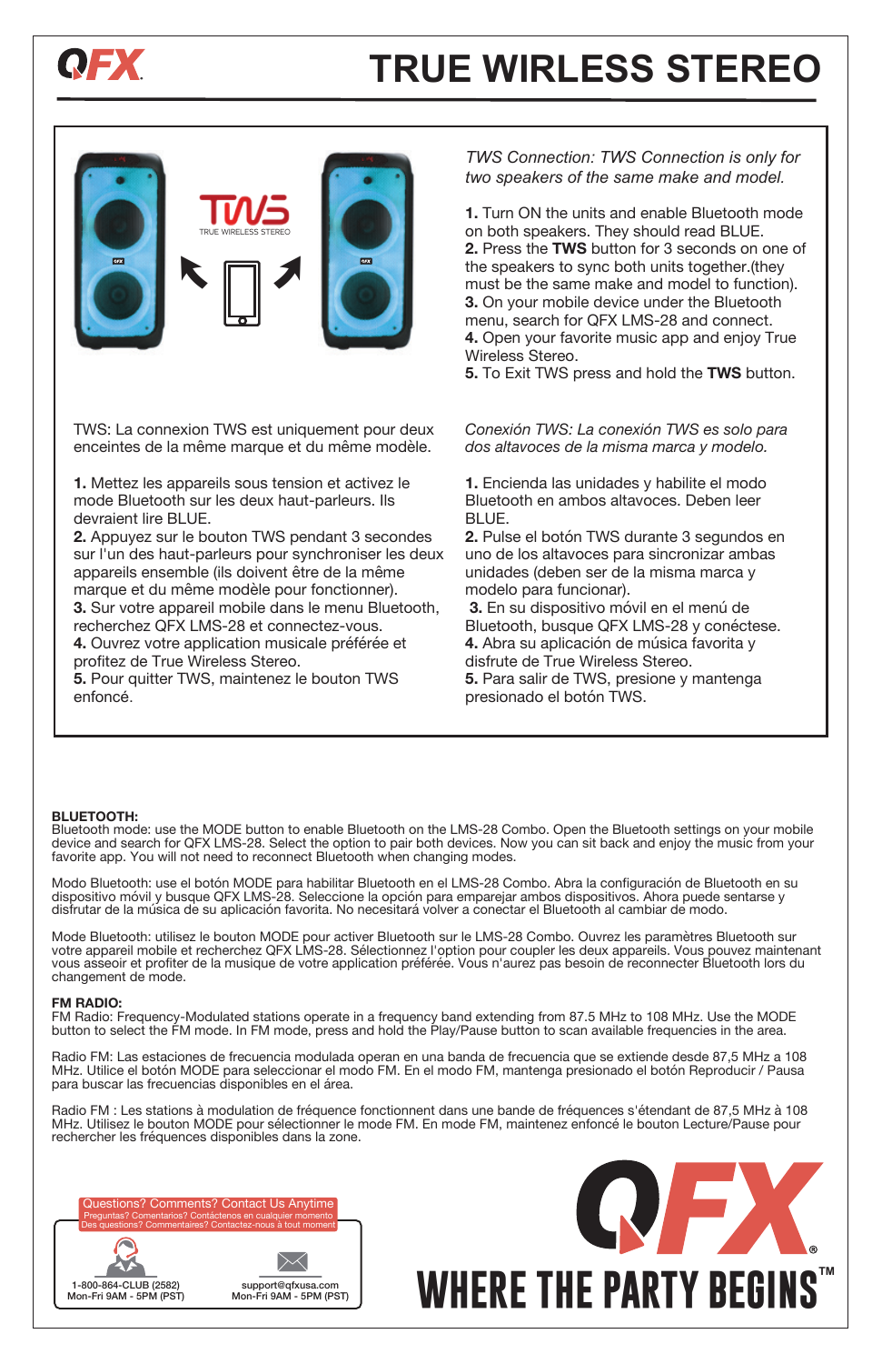# TRUE WIRLESS STEREO

*TWS Connection: TWS Connection is only for two speakers of the same make and model.*

**1.** Turn ON the units and enable Bluetooth mode on both speakers. They should read BLUE.
**2.** Press the **TWS** button for 3 seconds on one of the speakers to sync both units together.(they must be the same make and model to function).
**3.** On your mobile device under the Bluetooth menu, search for QFX LMS-28 and connect.
**4.** Open your favorite music app and enjoy True Wireless Stereo.
**5.** To Exit TWS press and hold the **TWS** button.

TWS: La connexion TWS est uniquement pour deux enceintes de la même marque et du même modèle.

**1.** Mettez les appareils sous tension et activez le mode Bluetooth sur les deux haut-parleurs. Ils devraient lire BLUE.
**2.** Appuyez sur le bouton TWS pendant 3 secondes sur l'un des haut-parleurs pour synchroniser les deux appareils ensemble (ils doivent être de la même marque et du même modèle pour fonctionner).
**3.** Sur votre appareil mobile dans le menu Bluetooth, recherchez QFX LMS-28 et connectez-vous.
**4.** Ouvrez votre application musicale préférée et profitez de True Wireless Stereo.
**5.** Pour quitter TWS, maintenez le bouton TWS enfoncé.

*Conexión TWS: La conexión TWS es solo para dos altavoces de la misma marca y modelo.*

**1.** Encienda las unidades y habilite el modo Bluetooth en ambos altavoces. Deben leer BLUE.
**2.** Pulse el botón TWS durante 3 segundos en uno de los altavoces para sincronizar ambas unidades (deben ser de la misma marca y modelo para funcionar).
**3.** En su dispositivo móvil en el menú de Bluetooth, busque QFX LMS-28 y conéctese.
**4.** Abra su aplicación de música favorita y disfrute de True Wireless Stereo.
**5.** Para salir de TWS, presione y mantenga presionado el botón TWS.

**BLUETOOTH:**
Bluetooth mode: use the MODE button to enable Bluetooth on the LMS-28 Combo. Open the Bluetooth settings on your mobile device and search for QFX LMS-28. Select the option to pair both devices. Now you can sit back and enjoy the music from your favorite app. You will not need to reconnect Bluetooth when changing modes.

Modo Bluetooth: use el botón MODE para habilitar Bluetooth en el LMS-28 Combo. Abra la configuración de Bluetooth en su dispositivo móvil y busque QFX LMS-28. Seleccione la opción para emparejar ambos dispositivos. Ahora puede sentarse y disfrutar de la música de su aplicación favorita. No necesitará volver a conectar el Bluetooth al cambiar de modo.

Mode Bluetooth: utilisez le bouton MODE pour activer Bluetooth sur le LMS-28 Combo. Ouvrez les paramètres Bluetooth sur votre appareil mobile et recherchez QFX LMS-28. Sélectionnez l'option pour coupler les deux appareils. Vous pouvez maintenant vous asseoir et profiter de la musique de votre application préférée. Vous n'aurez pas besoin de reconnecter Bluetooth lors du changement de mode.

**FM RADIO:**
FM Radio: Frequency-Modulated stations operate in a frequency band extending from 87.5 MHz to 108 MHz. Use the MODE button to select the FM mode. In FM mode, press and hold the Play/Pause button to scan available frequencies in the area.

Radio FM: Las estaciones de frecuencia modulada operan en una banda de frecuencia que se extiende desde 87,5 MHz a 108 MHz. Utilice el botón MODE para seleccionar el modo FM. En el modo FM, mantenga presionado el botón Reproducir / Pausa para buscar las frecuencias disponibles en el área.

Radio FM : Les stations à modulation de fréquence fonctionnent dans une bande de fréquences s'étendant de 87,5 MHz à 108 MHz. Utilisez le bouton MODE pour sélectionner le mode FM. En mode FM, maintenez enfoncé le bouton Lecture/Pause pour rechercher les fréquences disponibles dans la zone.

Questions? Comments? Contact Us Anytime
Preguntas? Comentarios? Contáctenos en cualquier momento
Des questions? Commentaires? Contactez-nous à tout moment

1-800-864-CLUB (2582)
Mon-Fri 9AM - 5PM (PST)

support@qfxusa.com
Mon-Fri 9AM - 5PM (PST)

QFX®
WHERE THE PARTY BEGINS™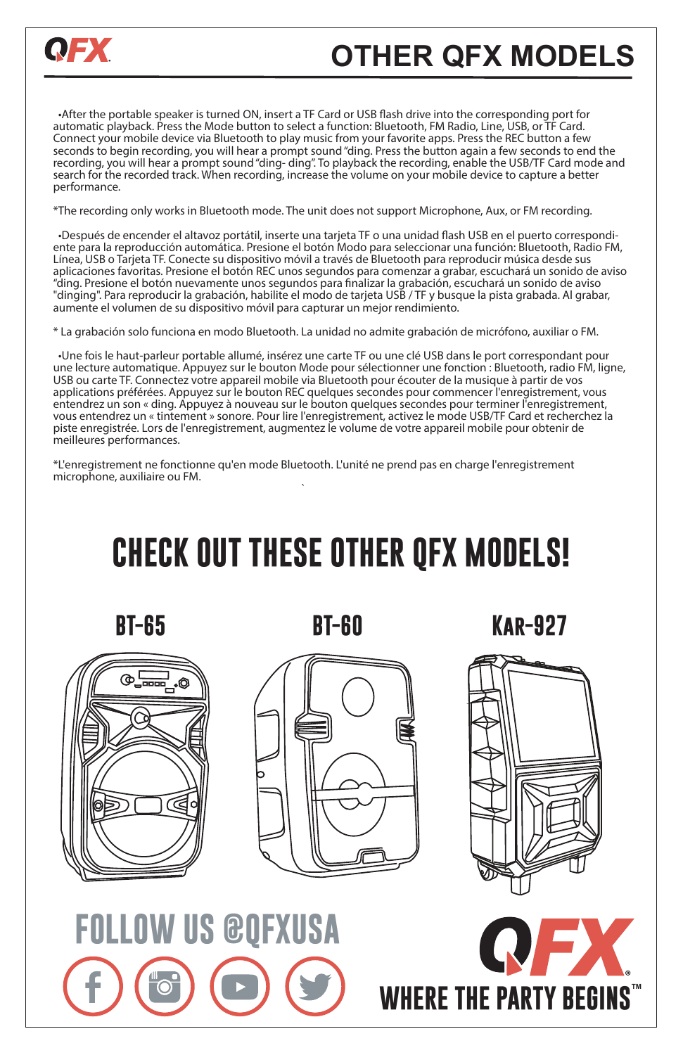# OTHER QFX MODELS

•After the portable speaker is turned ON, insert a TF Card or USB flash drive into the corresponding port for automatic playback. Press the Mode button to select a function: Bluetooth, FM Radio, Line, USB, or TF Card. Connect your mobile device via Bluetooth to play music from your favorite apps. Press the REC button a few seconds to begin recording, you will hear a prompt sound "ding. Press the button again a few seconds to end the recording, you will hear a prompt sound "ding- ding". To playback the recording, enable the USB/TF Card mode and search for the recorded track. When recording, increase the volume on your mobile device to capture a better performance.

*The recording only works in Bluetooth mode. The unit does not support Microphone, Aux, or FM recording.

•Después de encender el altavoz portátil, inserte una tarjeta TF o una unidad flash USB en el puerto correspondiente para la reproducción automática. Presione el botón Modo para seleccionar una función: Bluetooth, Radio FM, Línea, USB o Tarjeta TF. Conecte su dispositivo móvil a través de Bluetooth para reproducir música desde sus aplicaciones favoritas. Presione el botón REC unos segundos para comenzar a grabar, escuchará un sonido de aviso "ding. Presione el botón nuevamente unos segundos para finalizar la grabación, escuchará un sonido de aviso "dinging". Para reproducir la grabación, habilite el modo de tarjeta USB / TF y busque la pista grabada. Al grabar, aumente el volumen de su dispositivo móvil para capturar un mejor rendimiento.

* La grabación solo funciona en modo Bluetooth. La unidad no admite grabación de micrófono, auxiliar o FM.

•Une fois le haut-parleur portable allumé, insérez une carte TF ou une clé USB dans le port correspondant pour une lecture automatique. Appuyez sur le bouton Mode pour sélectionner une fonction : Bluetooth, radio FM, ligne, USB ou carte TF. Connectez votre appareil mobile via Bluetooth pour écouter de la musique à partir de vos applications préférées. Appuyez sur le bouton REC quelques secondes pour commencer l'enregistrement, vous entendrez un son « ding. Appuyez à nouveau sur le bouton quelques secondes pour terminer l'enregistrement, vous entendrez un « tintement » sonore. Pour lire l'enregistrement, activez le mode USB/TF Card et recherchez la piste enregistrée. Lors de l'enregistrement, augmentez le volume de votre appareil mobile pour obtenir de meilleures performances.

*L'enregistrement ne fonctionne qu'en mode Bluetooth. L'unité ne prend pas en charge l'enregistrement microphone, auxiliaire ou FM.

## CHECK OUT THESE OTHER QFX MODELS!

BT-65

BT-60

KAR-927

FOLLOW US @QFXUSA

QFX®

WHERE THE PARTY BEGINS™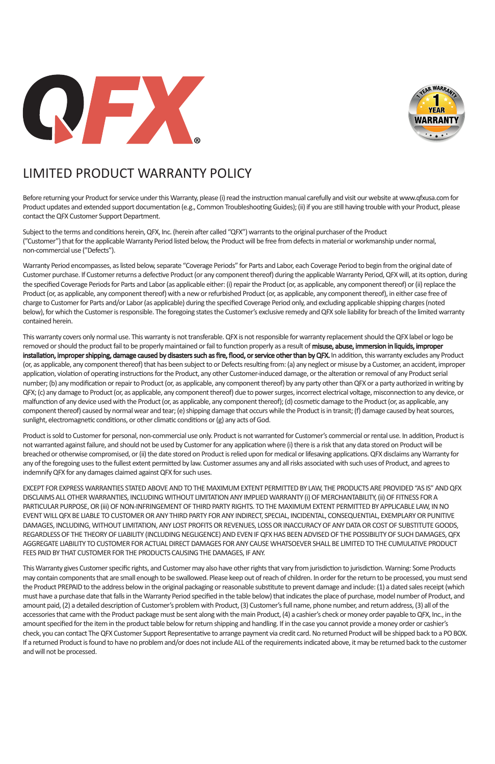# LIMITED PRODUCT WARRANTY POLICY

Before returning your Product for service under this Warranty, please (i) read the instruction manual carefully and visit our website at www.qfxusa.com for Product updates and extended support documentation (e.g., Common Troubleshooting Guides); (ii) if you are still having trouble with your Product, please contact the QFX Customer Support Department.

Subject to the terms and conditions herein, QFX, Inc. (herein after called "QFX") warrants to the original purchaser of the Product ("Customer") that for the applicable Warranty Period listed below, the Product will be free from defects in material or workmanship under normal, non-commercial use ("Defects").

Warranty Period encompasses, as listed below, separate "Coverage Periods" for Parts and Labor, each Coverage Period to begin from the original date of Customer purchase. If Customer returns a defective Product (or any component thereof) during the applicable Warranty Period, QFX will, at its option, during the specified Coverage Periods for Parts and Labor (as applicable either: (i) repair the Product (or, as applicable, any component thereof) or (ii) replace the Product (or, as applicable, any component thereof) with a new or refurbished Product (or, as applicable, any component thereof), in either case free of charge to Customer for Parts and/or Labor (as applicable) during the specified Coverage Period only, and excluding applicable shipping charges (noted below), for which the Customer is responsible. The foregoing states the Customer's exclusive remedy and QFX sole liability for breach of the limited warranty contained herein.

This warranty covers only normal use. This warranty is not transferable. QFX is not responsible for warranty replacement should the QFX label or logo be removed or should the product fail to be properly maintained or fail to function properly as a result of **misuse, abuse, immersion in liquids, improper installation, improper shipping, damage caused by disasters such as fire, flood, or service other than by QFX.** In addition, this warranty excludes any Product (or, as applicable, any component thereof) that has been subject to or Defects resulting from: (a) any neglect or misuse by a Customer, an accident, improper application, violation of operating instructions for the Product, any other Customer-induced damage, or the alteration or removal of any Product serial number; (b) any modification or repair to Product (or, as applicable, any component thereof) by any party other than QFX or a party authorized in writing by QFX; (c) any damage to Product (or, as applicable, any component thereof) due to power surges, incorrect electrical voltage, misconnection to any device, or malfunction of any device used with the Product (or, as applicable, any component thereof); (d) cosmetic damage to the Product (or, as applicable, any component thereof) caused by normal wear and tear; (e) shipping damage that occurs while the Product is in transit; (f) damage caused by heat sources, sunlight, electromagnetic conditions, or other climatic conditions or (g) any acts of God.

Product is sold to Customer for personal, non-commercial use only. Product is not warranted for Customer's commercial or rental use. In addition, Product is not warranted against failure, and should not be used by Customer for any application where (i) there is a risk that any data stored on Product will be breached or otherwise compromised, or (ii) the date stored on Product is relied upon for medical or lifesaving applications. QFX disclaims any Warranty for any of the foregoing uses to the fullest extent permitted by law. Customer assumes any and all risks associated with such uses of Product, and agrees to indemnify QFX for any damages claimed against QFX for such uses.

EXCEPT FOR EXPRESS WARRANTIES STATED ABOVE AND TO THE MAXIMUM EXTENT PERMITTED BY LAW, THE PRODUCTS ARE PROVIDED "AS IS" AND QFX DISCLAIMS ALL OTHER WARRANTIES, INCLUDING WITHOUT LIMITATION ANY IMPLIED WARRANTY (i) OF MERCHANTABILITY, (ii) OF FITNESS FOR A PARTICULAR PURPOSE, OR (iii) OF NON-INFRINGEMENT OF THIRD PARTY RIGHTS. TO THE MAXIMUM EXTENT PERMITTED BY APPLICABLE LAW, IN NO EVENT WILL QFX BE LIABLE TO CUSTOMER OR ANY THIRD PARTY FOR ANY INDIRECT, SPECIAL, INCIDENTAL, CONSEQUENTIAL, EXEMPLARY OR PUNITIVE DAMAGES, INCLUDING, WITHOUT LIMITATION, ANY LOST PROFITS OR REVENUES, LOSS OR INACCURACY OF ANY DATA OR COST OF SUBSTITUTE GOODS, REGARDLESS OF THE THEORY OF LIABILITY (INCLUDING NEGLIGENCE) AND EVEN IF QFX HAS BEEN ADVISED OF THE POSSIBILITY OF SUCH DAMAGES, QFX AGGREGATE LIABILITY TO CUSTOMER FOR ACTUAL DIRECT DAMAGES FOR ANY CAUSE WHATSOEVER SHALL BE LIMITED TO THE CUMULATIVE PRODUCT FEES PAID BY THAT CUSTOMER FOR THE PRODUCTS CAUSING THE DAMAGES, IF ANY.

This Warranty gives Customer specific rights, and Customer may also have other rights that vary from jurisdiction to jurisdiction. Warning: Some Products may contain components that are small enough to be swallowed. Please keep out of reach of children. In order for the return to be processed, you must send the Product PREPAID to the address below in the original packaging or reasonable substitute to prevent damage and include: (1) a dated sales receipt (which must have a purchase date that falls in the Warranty Period specified in the table below) that indicates the place of purchase, model number of Product, and amount paid, (2) a detailed description of Customer's problem with Product, (3) Customer's full name, phone number, and return address, (3) all of the accessories that came with the Product package must be sent along with the main Product, (4) a cashier's check or money order payable to QFX, Inc., in the amount specified for the item in the product table below for return shipping and handling. If in the case you cannot provide a money order or cashier's check, you can contact The QFX Customer Support Representative to arrange payment via credit card. No returned Product will be shipped back to a PO BOX. If a returned Product is found to have no problem and/or does not include ALL of the requirements indicated above, it may be returned back to the customer and will not be processed.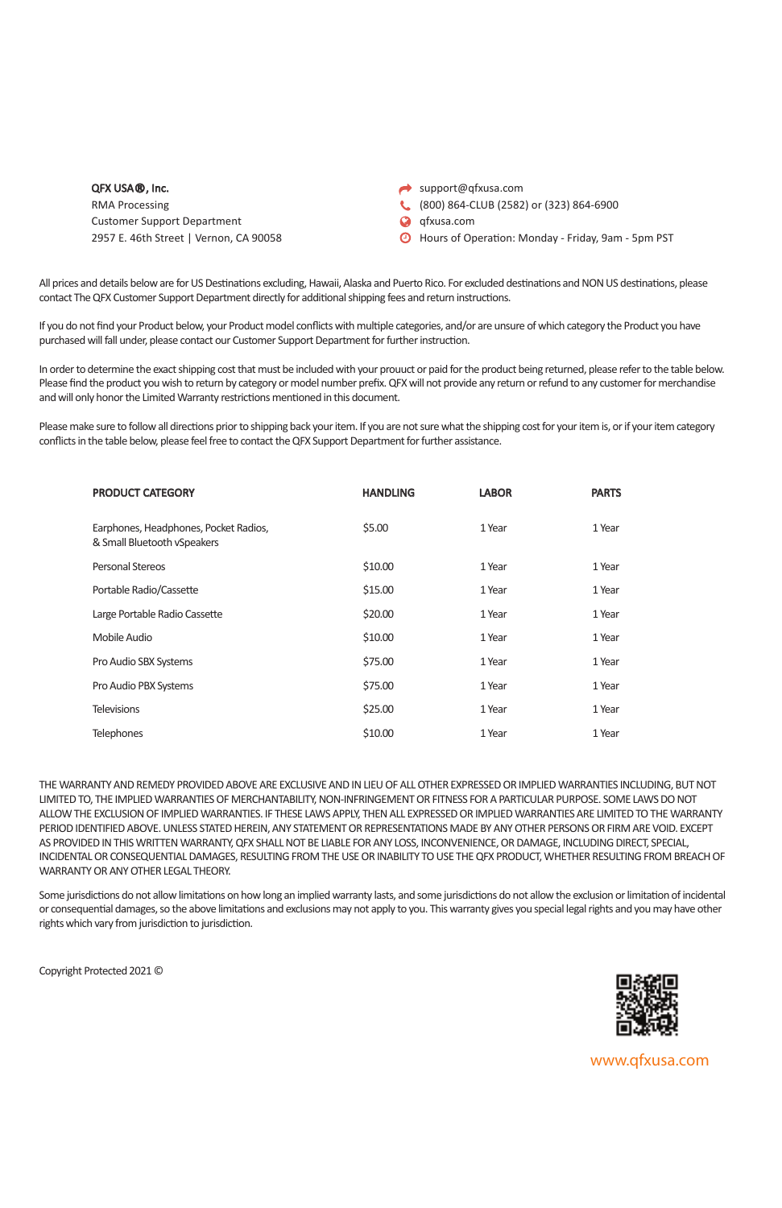**QFX USA®, Inc.**
RMA Processing
Customer Support Department
2957 E. 46th Street | Vernon, CA 90058

support@qfxusa.com
(800) 864-CLUB (2582) or (323) 864-6900
qfxusa.com
Hours of Operation: Monday - Friday, 9am - 5pm PST

All prices and details below are for US Destinations excluding, Hawaii, Alaska and Puerto Rico. For excluded destinations and NON US destinations, please contact The QFX Customer Support Department directly for additional shipping fees and return instructions.

If you do not find your Product below, your Product model conflicts with multiple categories, and/or are unsure of which category the Product you have purchased will fall under, please contact our Customer Support Department for further instruction.

In order to determine the exact shipping cost that must be included with your prouuct or paid for the product being returned, please refer to the table below. Please find the product you wish to return by category or model number prefix. QFX will not provide any return or refund to any customer for merchandise and will only honor the Limited Warranty restrictions mentioned in this document.

Please make sure to follow all directions prior to shipping back your item. If you are not sure what the shipping cost for your item is, or if your item category conflicts in the table below, please feel free to contact the QFX Support Department for further assistance.

| PRODUCT CATEGORY | HANDLING | LABOR | PARTS |
|---|---|---|---|
| Earphones, Headphones, Pocket Radios, & Small Bluetooth vSpeakers | $5.00 | 1 Year | 1 Year |
| Personal Stereos | $10.00 | 1 Year | 1 Year |
| Portable Radio/Cassette | $15.00 | 1 Year | 1 Year |
| Large Portable Radio Cassette | $20.00 | 1 Year | 1 Year |
| Mobile Audio | $10.00 | 1 Year | 1 Year |
| Pro Audio SBX Systems | $75.00 | 1 Year | 1 Year |
| Pro Audio PBX Systems | $75.00 | 1 Year | 1 Year |
| Televisions | $25.00 | 1 Year | 1 Year |
| Telephones | $10.00 | 1 Year | 1 Year |

THE WARRANTY AND REMEDY PROVIDED ABOVE ARE EXCLUSIVE AND IN LIEU OF ALL OTHER EXPRESSED OR IMPLIED WARRANTIES INCLUDING, BUT NOT LIMITED TO, THE IMPLIED WARRANTIES OF MERCHANTABILITY, NON-INFRINGEMENT OR FITNESS FOR A PARTICULAR PURPOSE. SOME LAWS DO NOT ALLOW THE EXCLUSION OF IMPLIED WARRANTIES. IF THESE LAWS APPLY, THEN ALL EXPRESSED OR IMPLIED WARRANTIES ARE LIMITED TO THE WARRANTY PERIOD IDENTIFIED ABOVE. UNLESS STATED HEREIN, ANY STATEMENT OR REPRESENTATIONS MADE BY ANY OTHER PERSONS OR FIRM ARE VOID. EXCEPT AS PROVIDED IN THIS WRITTEN WARRANTY, QFX SHALL NOT BE LIABLE FOR ANY LOSS, INCONVENIENCE, OR DAMAGE, INCLUDING DIRECT, SPECIAL, INCIDENTAL OR CONSEQUENTIAL DAMAGES, RESULTING FROM THE USE OR INABILITY TO USE THE QFX PRODUCT, WHETHER RESULTING FROM BREACH OF WARRANTY OR ANY OTHER LEGAL THEORY.

Some jurisdictions do not allow limitations on how long an implied warranty lasts, and some jurisdictions do not allow the exclusion or limitation of incidental or consequential damages, so the above limitations and exclusions may not apply to you. This warranty gives you special legal rights and you may have other rights which vary from jurisdiction to jurisdiction.

Copyright Protected 2021 ©

www.qfxusa.com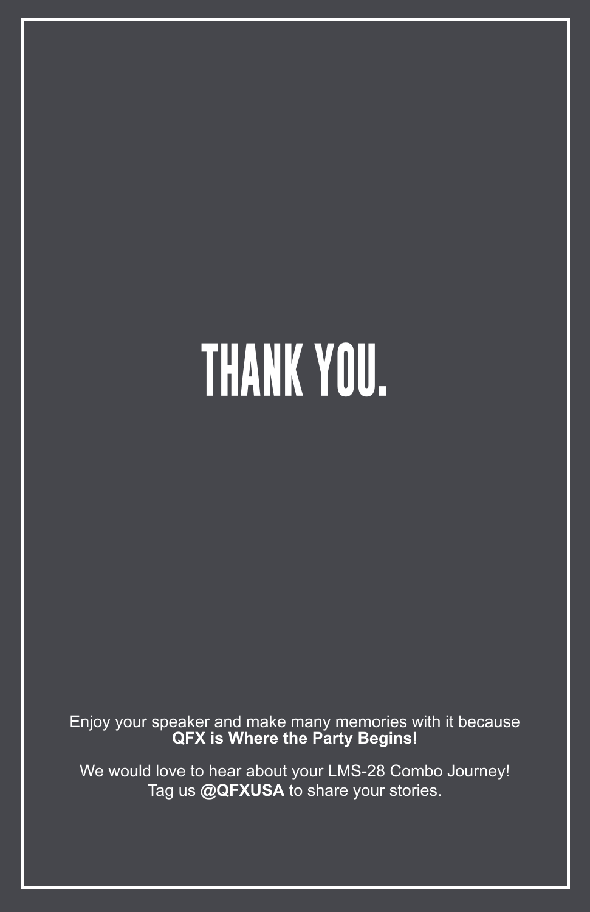# THANK YOU.

Enjoy your speaker and make many memories with it because
**QFX is Where the Party Begins!**

We would love to hear about your LMS-28 Combo Journey!
Tag us **@QFXUSA** to share your stories.